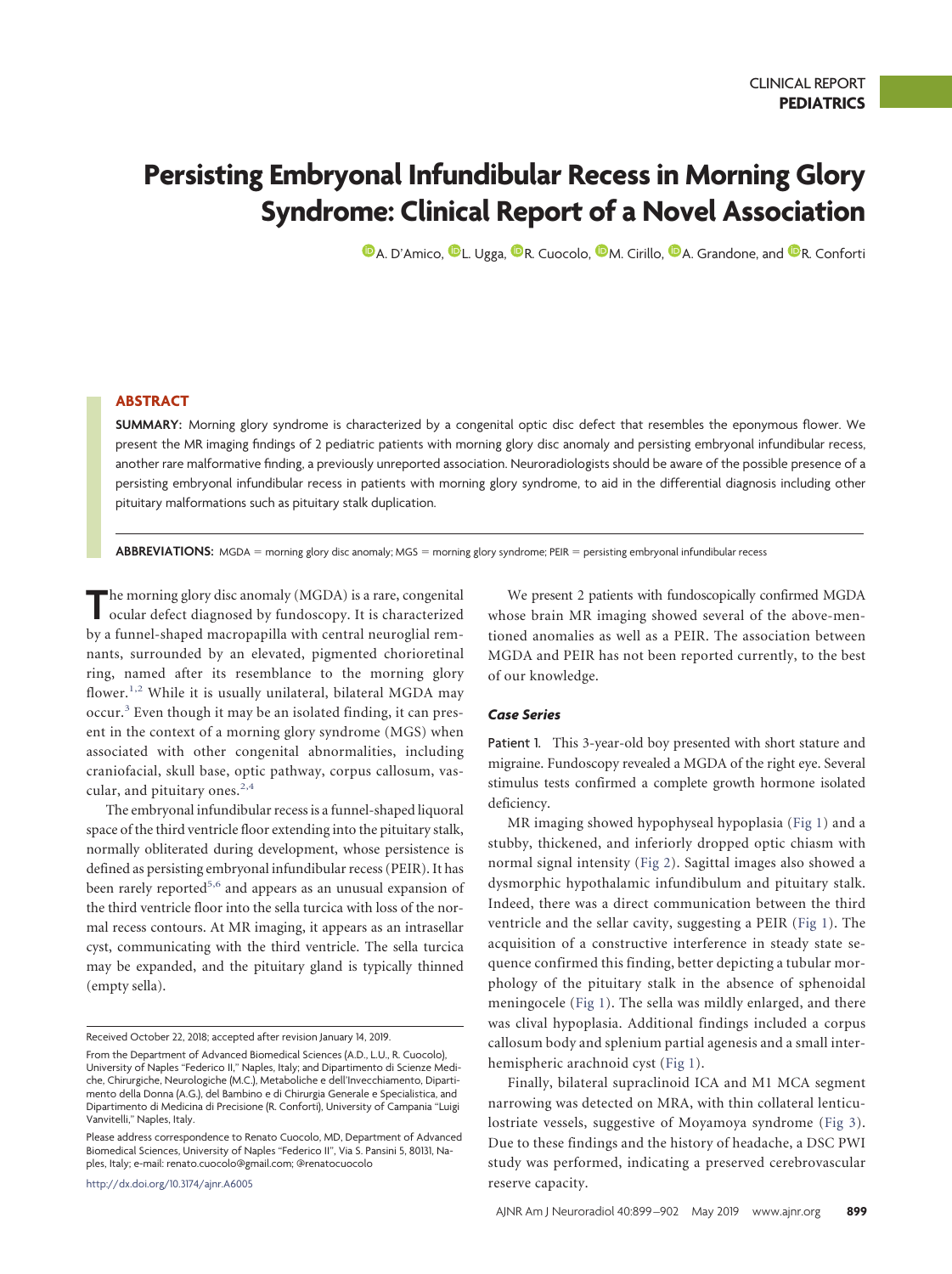CLINICAL REPORT
**PEDIATRICS**

# Persisting Embryonal Infundibular Recess in Morning Glory Syndrome: Clinical Report of a Novel Association

A. D'Amico, L. Ugga, R. Cuocolo, M. Cirillo, A. Grandone, and R. Conforti

## ABSTRACT

**SUMMARY:** Morning glory syndrome is characterized by a congenital optic disc defect that resembles the eponymous flower. We present the MR imaging findings of 2 pediatric patients with morning glory disc anomaly and persisting embryonal infundibular recess, another rare malformative finding, a previously unreported association. Neuroradiologists should be aware of the possible presence of a persisting embryonal infundibular recess in patients with morning glory syndrome, to aid in the differential diagnosis including other pituitary malformations such as pituitary stalk duplication.

**ABBREVIATIONS:** MGDA = morning glory disc anomaly; MGS = morning glory syndrome; PEIR = persisting embryonal infundibular recess

The morning glory disc anomaly (MGDA) is a rare, congenital ocular defect diagnosed by fundoscopy. It is characterized by a funnel-shaped macropapilla with central neuroglial remnants, surrounded by an elevated, pigmented chorioretinal ring, named after its resemblance to the morning glory flower.[1,2] While it is usually unilateral, bilateral MGDA may occur.[3] Even though it may be an isolated finding, it can present in the context of a morning glory syndrome (MGS) when associated with other congenital abnormalities, including craniofacial, skull base, optic pathway, corpus callosum, vascular, and pituitary ones.[2,4]

The embryonal infundibular recess is a funnel-shaped liquoral space of the third ventricle floor extending into the pituitary stalk, normally obliterated during development, whose persistence is defined as persisting embryonal infundibular recess (PEIR). It has been rarely reported[5,6] and appears as an unusual expansion of the third ventricle floor into the sella turcica with loss of the normal recess contours. At MR imaging, it appears as an intrasellar cyst, communicating with the third ventricle. The sella turcica may be expanded, and the pituitary gland is typically thinned (empty sella).

Received October 22, 2018; accepted after revision January 14, 2019.

From the Department of Advanced Biomedical Sciences (A.D., L.U., R. Cuocolo), University of Naples "Federico II," Naples, Italy; and Dipartimento di Scienze Mediche, Chirurgiche, Neurologiche (M.C.), Metaboliche e dell'Invecchiamento, Dipartimento della Donna (A.G.), del Bambino e di Chirurgia Generale e Specialistica, and Dipartimento di Medicina di Precisione (R. Conforti), University of Campania "Luigi Vanvitelli," Naples, Italy.

Please address correspondence to Renato Cuocolo, MD, Department of Advanced Biomedical Sciences, University of Naples "Federico II", Via S. Pansini 5, 80131, Naples, Italy; e-mail: renato.cuocolo@gmail.com; @renatocuocolo

http://dx.doi.org/10.3174/ajnr.A6005

We present 2 patients with fundoscopically confirmed MGDA whose brain MR imaging showed several of the above-mentioned anomalies as well as a PEIR. The association between MGDA and PEIR has not been reported currently, to the best of our knowledge.

### *Case Series*

Patient 1. This 3-year-old boy presented with short stature and migraine. Fundoscopy revealed a MGDA of the right eye. Several stimulus tests confirmed a complete growth hormone isolated deficiency.

MR imaging showed hypophyseal hypoplasia (Fig 1) and a stubby, thickened, and inferiorly dropped optic chiasm with normal signal intensity (Fig 2). Sagittal images also showed a dysmorphic hypothalamic infundibulum and pituitary stalk. Indeed, there was a direct communication between the third ventricle and the sellar cavity, suggesting a PEIR (Fig 1). The acquisition of a constructive interference in steady state sequence confirmed this finding, better depicting a tubular morphology of the pituitary stalk in the absence of sphenoidal meningocele (Fig 1). The sella was mildly enlarged, and there was clival hypoplasia. Additional findings included a corpus callosum body and splenium partial agenesis and a small interhemispheric arachnoid cyst (Fig 1).

Finally, bilateral supraclinoid ICA and M1 MCA segment narrowing was detected on MRA, with thin collateral lenticulostriate vessels, suggestive of Moyamoya syndrome (Fig 3). Due to these findings and the history of headache, a DSC PWI study was performed, indicating a preserved cerebrovascular reserve capacity.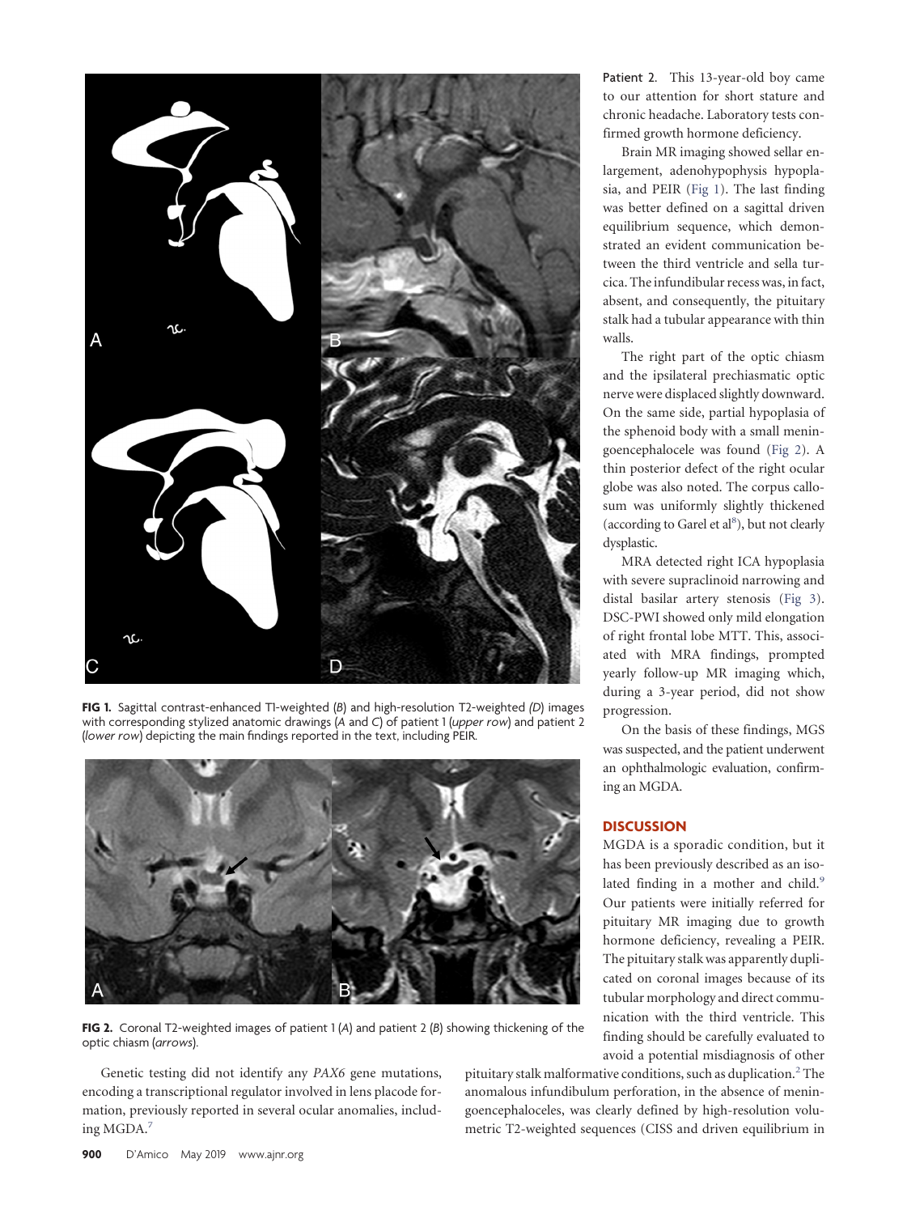**FIG 1.** Sagittal contrast-enhanced T1-weighted (*B*) and high-resolution T2-weighted (*D*) images with corresponding stylized anatomic drawings (*A* and *C*) of patient 1 (*upper row*) and patient 2 (*lower row*) depicting the main findings reported in the text, including PEIR.

**FIG 2.** Coronal T2-weighted images of patient 1 (*A*) and patient 2 (*B*) showing thickening of the optic chiasm (*arrows*).

Genetic testing did not identify any *PAX6* gene mutations, encoding a transcriptional regulator involved in lens placode formation, previously reported in several ocular anomalies, including MGDA.[7]

**Patient 2.** This 13-year-old boy came to our attention for short stature and chronic headache. Laboratory tests confirmed growth hormone deficiency.

Brain MR imaging showed sellar enlargement, adenohypophysis hypoplasia, and PEIR (Fig 1). The last finding was better defined on a sagittal driven equilibrium sequence, which demonstrated an evident communication between the third ventricle and sella turcica. The infundibular recess was, in fact, absent, and consequently, the pituitary stalk had a tubular appearance with thin walls.

The right part of the optic chiasm and the ipsilateral prechiasmatic optic nerve were displaced slightly downward. On the same side, partial hypoplasia of the sphenoid body with a small meningoencephalocele was found (Fig 2). A thin posterior defect of the right ocular globe was also noted. The corpus callosum was uniformly slightly thickened (according to Garel et al[8]), but not clearly dysplastic.

MRA detected right ICA hypoplasia with severe supraclinoid narrowing and distal basilar artery stenosis (Fig 3). DSC-PWI showed only mild elongation of right frontal lobe MTT. This, associated with MRA findings, prompted yearly follow-up MR imaging which, during a 3-year period, did not show progression.

On the basis of these findings, MGS was suspected, and the patient underwent an ophthalmologic evaluation, confirming an MGDA.

## DISCUSSION

MGDA is a sporadic condition, but it has been previously described as an isolated finding in a mother and child.[9] Our patients were initially referred for pituitary MR imaging due to growth hormone deficiency, revealing a PEIR. The pituitary stalk was apparently duplicated on coronal images because of its tubular morphology and direct communication with the third ventricle. This finding should be carefully evaluated to avoid a potential misdiagnosis of other pituitary stalk malformative conditions, such as duplication.[2] The anomalous infundibulum perforation, in the absence of meningoencephaloceles, was clearly defined by high-resolution volumetric T2-weighted sequences (CISS and driven equilibrium in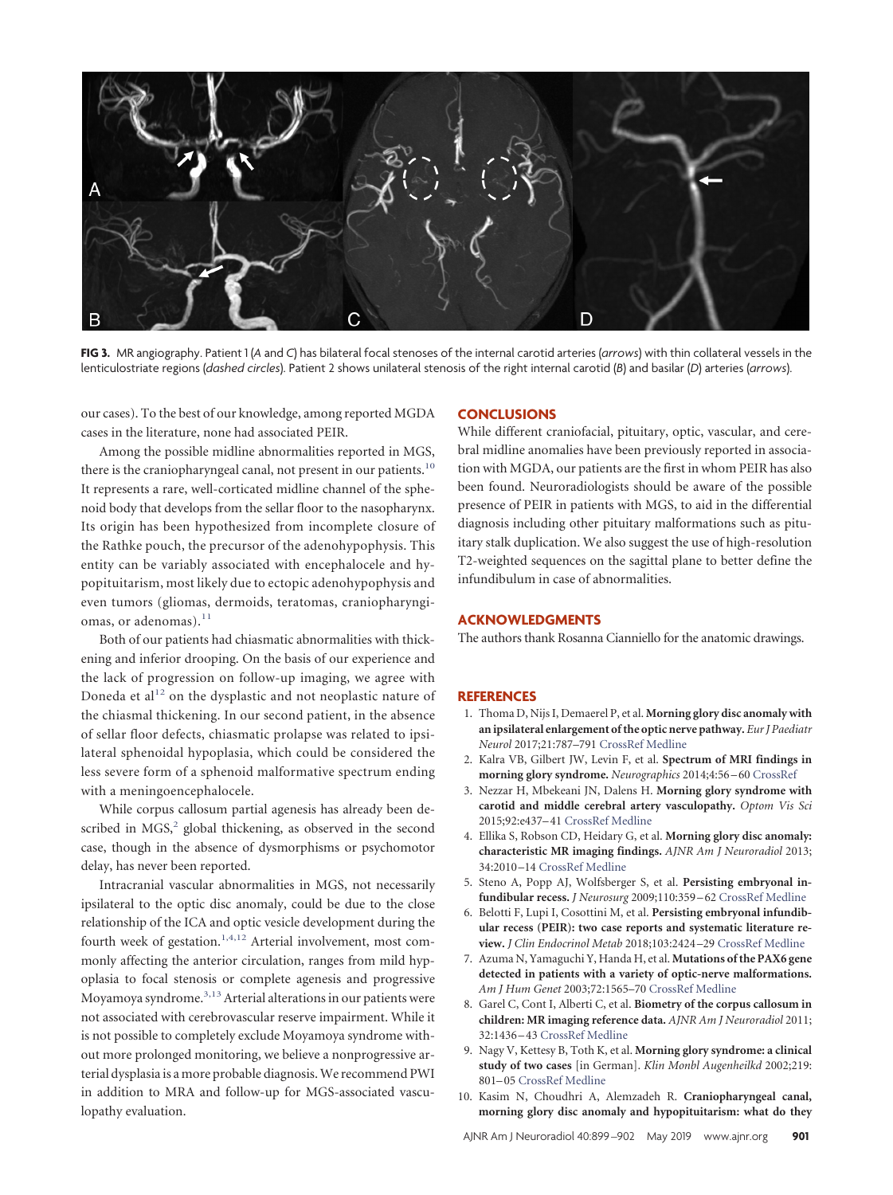**FIG 3.** MR angiography. Patient 1 (*A* and *C*) has bilateral focal stenoses of the internal carotid arteries (*arrows*) with thin collateral vessels in the lenticulostriate regions (*dashed circles*). Patient 2 shows unilateral stenosis of the right internal carotid (*B*) and basilar (*D*) arteries (*arrows*).

our cases). To the best of our knowledge, among reported MGDA cases in the literature, none had associated PEIR.

Among the possible midline abnormalities reported in MGS, there is the craniopharyngeal canal, not present in our patients.[10] It represents a rare, well-corticated midline channel of the sphenoid body that develops from the sellar floor to the nasopharynx. Its origin has been hypothesized from incomplete closure of the Rathke pouch, the precursor of the adenohypophysis. This entity can be variably associated with cephalocele and hypopituitarism, most likely due to ectopic adenohypophysis and even tumors (gliomas, dermoids, teratomas, craniopharyngiomas, or adenomas).[11]

Both of our patients had chiasmatic abnormalities with thickening and inferior drooping. On the basis of our experience and the lack of progression on follow-up imaging, we agree with Doneda et al[12] on the dysplastic and not neoplastic nature of the chiasmal thickening. In our second patient, in the absence of sellar floor defects, chiasmatic prolapse was related to ipsilateral sphenoidal hypoplasia, which could be considered the less severe form of a sphenoid malformative spectrum ending with a meningoencephalocele.

While corpus callosum partial agenesis has already been described in MGS,[2] global thickening, as observed in the second case, though in the absence of dysmorphisms or psychomotor delay, has never been reported.

Intracranial vascular abnormalities in MGS, not necessarily ipsilateral to the optic disc anomaly, could be due to the close relationship of the ICA and optic vesicle development during the fourth week of gestation.[1,4,12] Arterial involvement, most commonly affecting the anterior circulation, ranges from mild hypoplasia to focal stenosis or complete agenesis and progressive Moyamoya syndrome.[3,13] Arterial alterations in our patients were not associated with cerebrovascular reserve impairment. While it is not possible to completely exclude Moyamoya syndrome without more prolonged monitoring, we believe a nonprogressive arterial dysplasia is a more probable diagnosis. We recommend PWI in addition to MRA and follow-up for MGS-associated vasculopathy evaluation.

## CONCLUSIONS

While different craniofacial, pituitary, optic, vascular, and cerebral midline anomalies have been previously reported in association with MGDA, our patients are the first in whom PEIR has also been found. Neuroradiologists should be aware of the possible presence of PEIR in patients with MGS, to aid in the differential diagnosis including other pituitary malformations such as pituitary stalk duplication. We also suggest the use of high-resolution T2-weighted sequences on the sagittal plane to better define the infundibulum in case of abnormalities.

## ACKNOWLEDGMENTS

The authors thank Rosanna Cianniello for the anatomic drawings.

## REFERENCES

1. Thoma D, Nijs I, Demaerel P, et al. **Morning glory disc anomaly with an ipsilateral enlargement of the optic nerve pathway.** *Eur J Paediatr Neurol* 2017;21:787–791 CrossRef Medline
2. Kalra VB, Gilbert JW, Levin F, et al. **Spectrum of MRI findings in morning glory syndrome.** *Neurographics* 2014;4:56–60 CrossRef
3. Nezzar H, Mbekeani JN, Dalens H. **Morning glory syndrome with carotid and middle cerebral artery vasculopathy.** *Optom Vis Sci* 2015;92:e437–41 CrossRef Medline
4. Ellika S, Robson CD, Heidary G, et al. **Morning glory disc anomaly: characteristic MR imaging findings.** *AJNR Am J Neuroradiol* 2013; 34:2010–14 CrossRef Medline
5. Steno A, Popp AJ, Wolfsberger S, et al. **Persisting embryonal infundibular recess.** *J Neurosurg* 2009;110:359–62 CrossRef Medline
6. Belotti F, Lupi I, Cosottini M, et al. **Persisting embryonal infundibular recess (PEIR): two case reports and systematic literature review.** *J Clin Endocrinol Metab* 2018;103:2424–29 CrossRef Medline
7. Azuma N, Yamaguchi Y, Handa H, et al. **Mutations of the PAX6 gene detected in patients with a variety of optic-nerve malformations.** *Am J Hum Genet* 2003;72:1565–70 CrossRef Medline
8. Garel C, Cont I, Alberti C, et al. **Biometry of the corpus callosum in children: MR imaging reference data.** *AJNR Am J Neuroradiol* 2011; 32:1436–43 CrossRef Medline
9. Nagy V, Kettesy B, Toth K, et al. **Morning glory syndrome: a clinical study of two cases** [in German]. *Klin Monbl Augenheilkd* 2002;219: 801–05 CrossRef Medline
10. Kasim N, Choudhri A, Alemzadeh R. **Craniopharyngeal canal, morning glory disc anomaly and hypopituitarism: what do they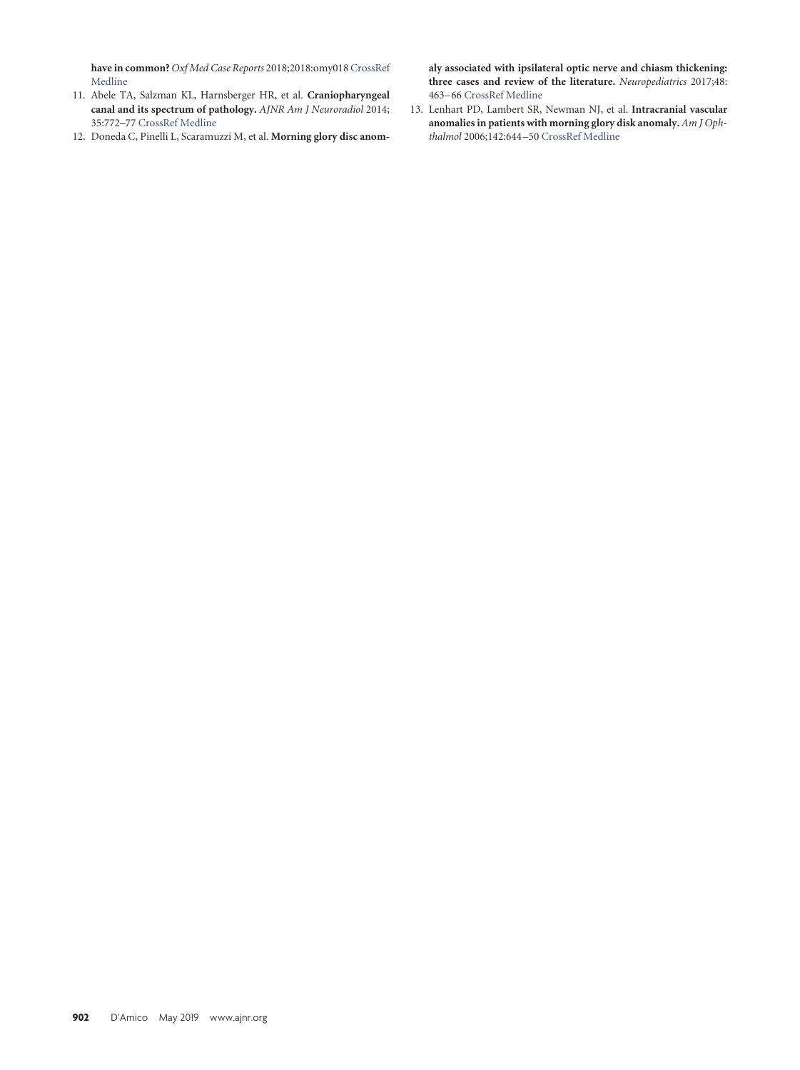have in common? *Oxf Med Case Reports* 2018;2018:omy018 CrossRef Medline

11. Abele TA, Salzman KL, Harnsberger HR, et al. **Craniopharyngeal canal and its spectrum of pathology.** *AJNR Am J Neuroradiol* 2014; 35:772–77 CrossRef Medline
12. Doneda C, Pinelli L, Scaramuzzi M, et al. **Morning glory disc anomaly associated with ipsilateral optic nerve and chiasm thickening: three cases and review of the literature.** *Neuropediatrics* 2017;48: 463–66 CrossRef Medline
13. Lenhart PD, Lambert SR, Newman NJ, et al. **Intracranial vascular anomalies in patients with morning glory disk anomaly.** *Am J Ophthalmol* 2006;142:644–50 CrossRef Medline